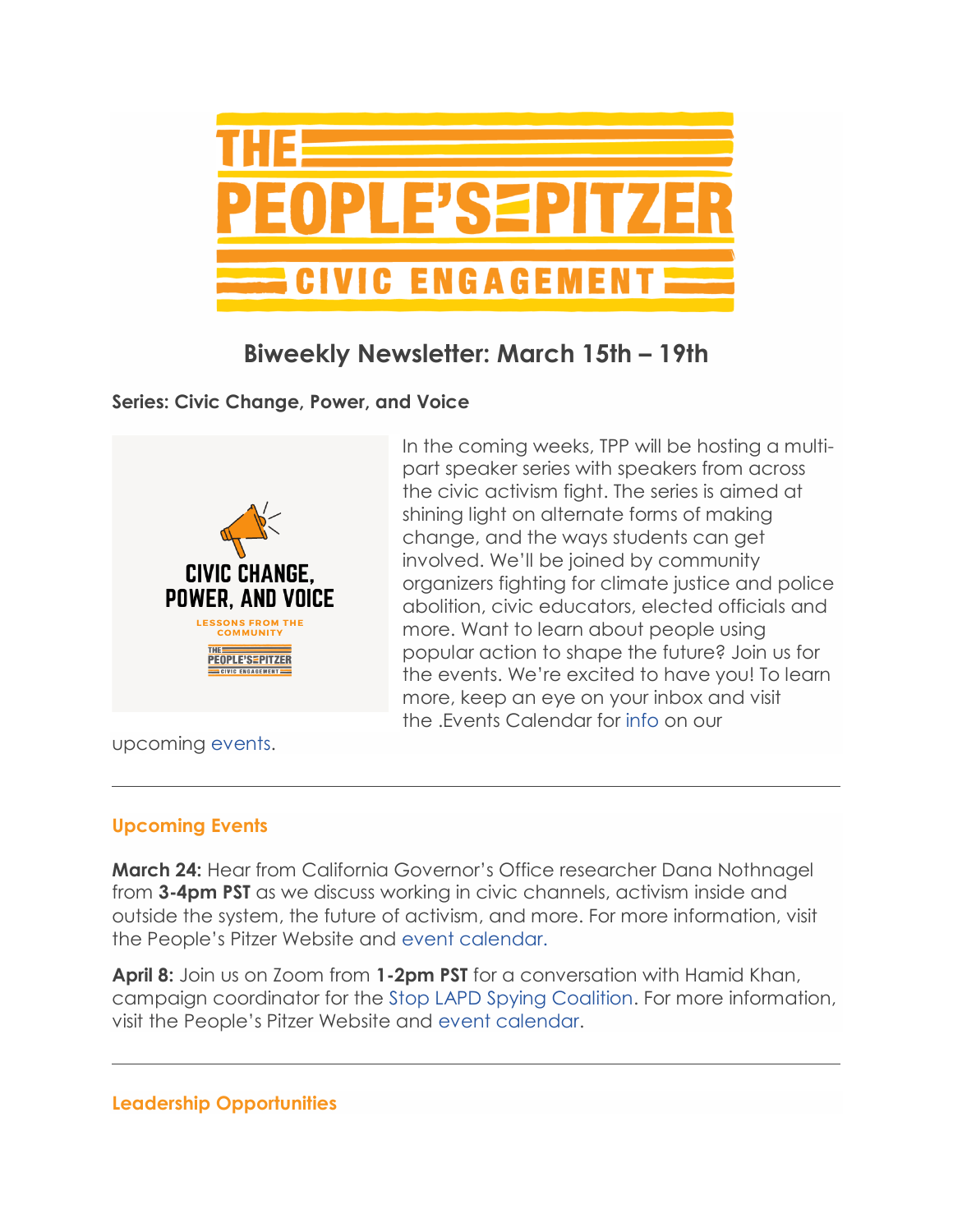# THE PEOPLE'S PITZER

## CIVIC ENGAGEMENT

## Biweekly Newsletter: March 15th – 19th

**Series: Civic Change, Power, and Voice**

CIVIC CHANGE, POWER, AND VOICE

LESSONS FROM THE COMMUNITY

THE PEOPLE'S PITZER CIVIC ENGAGEMENT

In the coming weeks, TPP will be hosting a multi-part speaker series with speakers from across the civic activism fight. The series is aimed at shining light on alternate forms of making change, and the ways students can get involved. We'll be joined by community organizers fighting for climate justice and police abolition, civic educators, elected officials and more. Want to learn about people using popular action to shape the future? Join us for the events. We're excited to have you! To learn more, keep an eye on your inbox and visit the .Events Calendar for info on our upcoming events.

---

### Upcoming Events

**March 24:** Hear from California Governor's Office researcher Dana Nothnagel from **3-4pm PST** as we discuss working in civic channels, activism inside and outside the system, the future of activism, and more. For more information, visit the People's Pitzer Website and event calendar.

**April 8:** Join us on Zoom from **1-2pm PST** for a conversation with Hamid Khan, campaign coordinator for the Stop LAPD Spying Coalition. For more information, visit the People's Pitzer Website and event calendar.

---

### Leadership Opportunities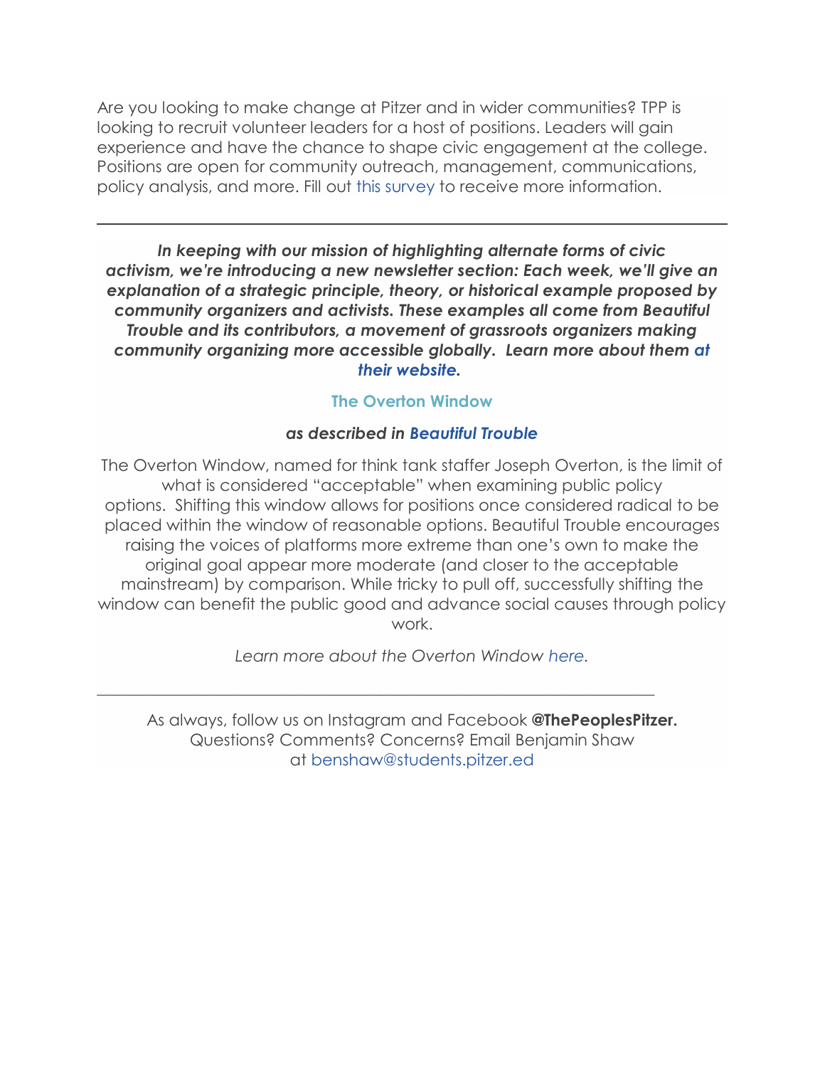Are you looking to make change at Pitzer and in wider communities? TPP is looking to recruit volunteer leaders for a host of positions. Leaders will gain experience and have the chance to shape civic engagement at the college. Positions are open for community outreach, management, communications, policy analysis, and more. Fill out this survey to receive more information.

---

***In keeping with our mission of highlighting alternate forms of civic activism, we're introducing a new newsletter section: Each week, we'll give an explanation of a strategic principle, theory, or historical example proposed by community organizers and activists. These examples all come from Beautiful Trouble and its contributors, a movement of grassroots organizers making community organizing more accessible globally. Learn more about them at their website.***

### The Overton Window

***as described in Beautiful Trouble***

The Overton Window, named for think tank staffer Joseph Overton, is the limit of what is considered "acceptable" when examining public policy options. Shifting this window allows for positions once considered radical to be placed within the window of reasonable options. Beautiful Trouble encourages raising the voices of platforms more extreme than one's own to make the original goal appear more moderate (and closer to the acceptable mainstream) by comparison. While tricky to pull off, successfully shifting the window can benefit the public good and advance social causes through policy work.

*Learn more about the Overton Window here.*

---

As always, follow us on Instagram and Facebook **@ThePeoplesPitzer.**
Questions? Comments? Concerns? Email Benjamin Shaw at benshaw@students.pitzer.ed